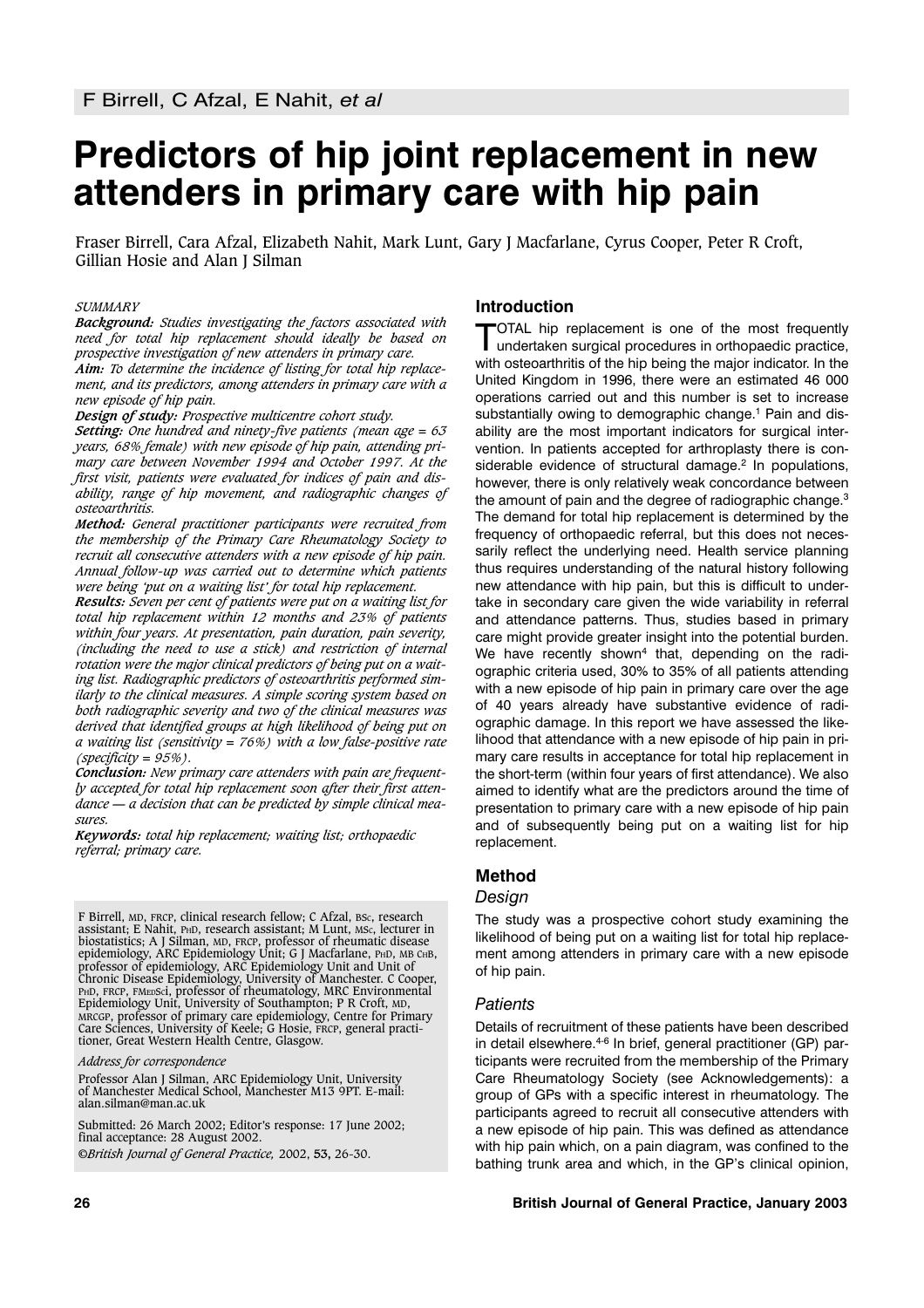# Predictors of hip joint replacement in new attenders in primary care with hip pain

Fraser Birrell, Cara Afzal, Elizabeth Nahit, Mark Lunt, Gary J Macfarlane, Cyrus Cooper, Peter R Croft, Gillian Hosie and Alan J Silman

*SUMMARY*

***Background:*** *Studies investigating the factors associated with need for total hip replacement should ideally be based on prospective investigation of new attenders in primary care.*

***Aim:*** *To determine the incidence of listing for total hip replacement, and its predictors, among attenders in primary care with a new episode of hip pain.*

***Design of study:*** *Prospective multicentre cohort study.*

***Setting:*** *One hundred and ninety-five patients (mean age = 63 years, 68% female) with new episode of hip pain, attending primary care between November 1994 and October 1997. At the first visit, patients were evaluated for indices of pain and disability, range of hip movement, and radiographic changes of osteoarthritis.*

***Method:*** *General practitioner participants were recruited from the membership of the Primary Care Rheumatology Society to recruit all consecutive attenders with a new episode of hip pain. Annual follow-up was carried out to determine which patients were being 'put on a waiting list' for total hip replacement.*

***Results:*** *Seven per cent of patients were put on a waiting list for total hip replacement within 12 months and 23% of patients within four years. At presentation, pain duration, pain severity, (including the need to use a stick) and restriction of internal rotation were the major clinical predictors of being put on a waiting list. Radiographic predictors of osteoarthritis performed similarly to the clinical measures. A simple scoring system based on both radiographic severity and two of the clinical measures was derived that identified groups at high likelihood of being put on a waiting list (sensitivity = 76%) with a low false-positive rate (specificity = 95%).*

***Conclusion:*** *New primary care attenders with pain are frequently accepted for total hip replacement soon after their first attendance — a decision that can be predicted by simple clinical measures.*

***Keywords:*** *total hip replacement; waiting list; orthopaedic referral; primary care.*

F Birrell, MD, FRCP, clinical research fellow; C Afzal, BSc, research assistant; E Nahit, PhD, research assistant; M Lunt, MSc, lecturer in biostatistics; A J Silman, MD, FRCP, professor of rheumatic disease epidemiology, ARC Epidemiology Unit; G J Macfarlane, PhD, MB ChB, professor of epidemiology, ARC Epidemiology Unit and Unit of Chronic Disease Epidemiology, University of Manchester. C Cooper, PhD, FRCP, FMedSci, professor of rheumatology, MRC Environmental Epidemiology Unit, University of Southampton; P R Croft, MD, MRCGP, professor of primary care epidemiology, Centre for Primary Care Sciences, University of Keele; G Hosie, FRCP, general practitioner, Great Western Health Centre, Glasgow.

*Address for correspondence*

Professor Alan J Silman, ARC Epidemiology Unit, University of Manchester Medical School, Manchester M13 9PT. E-mail: alan.silman@man.ac.uk

Submitted: 26 March 2002; Editor's response: 17 June 2002; final acceptance: 28 August 2002.

*©British Journal of General Practice,* 2002, **53**, 26-30.

## Introduction

TOTAL hip replacement is one of the most frequently undertaken surgical procedures in orthopaedic practice, with osteoarthritis of the hip being the major indicator. In the United Kingdom in 1996, there were an estimated 46 000 operations carried out and this number is set to increase substantially owing to demographic change.[1] Pain and disability are the most important indicators for surgical intervention. In patients accepted for arthroplasty there is considerable evidence of structural damage.[2] In populations, however, there is only relatively weak concordance between the amount of pain and the degree of radiographic change.[3] The demand for total hip replacement is determined by the frequency of orthopaedic referral, but this does not necessarily reflect the underlying need. Health service planning thus requires understanding of the natural history following new attendance with hip pain, but this is difficult to undertake in secondary care given the wide variability in referral and attendance patterns. Thus, studies based in primary care might provide greater insight into the potential burden. We have recently shown[4] that, depending on the radiographic criteria used, 30% to 35% of all patients attending with a new episode of hip pain in primary care over the age of 40 years already have substantive evidence of radiographic damage. In this report we have assessed the likelihood that attendance with a new episode of hip pain in primary care results in acceptance for total hip replacement in the short-term (within four years of first attendance). We also aimed to identify what are the predictors around the time of presentation to primary care with a new episode of hip pain and of subsequently being put on a waiting list for hip replacement.

## Method

### Design

The study was a prospective cohort study examining the likelihood of being put on a waiting list for total hip replacement among attenders in primary care with a new episode of hip pain.

### Patients

Details of recruitment of these patients have been described in detail elsewhere.[4-6] In brief, general practitioner (GP) participants were recruited from the membership of the Primary Care Rheumatology Society (see Acknowledgements): a group of GPs with a specific interest in rheumatology. The participants agreed to recruit all consecutive attenders with a new episode of hip pain. This was defined as attendance with hip pain which, on a pain diagram, was confined to the bathing trunk area and which, in the GP's clinical opinion,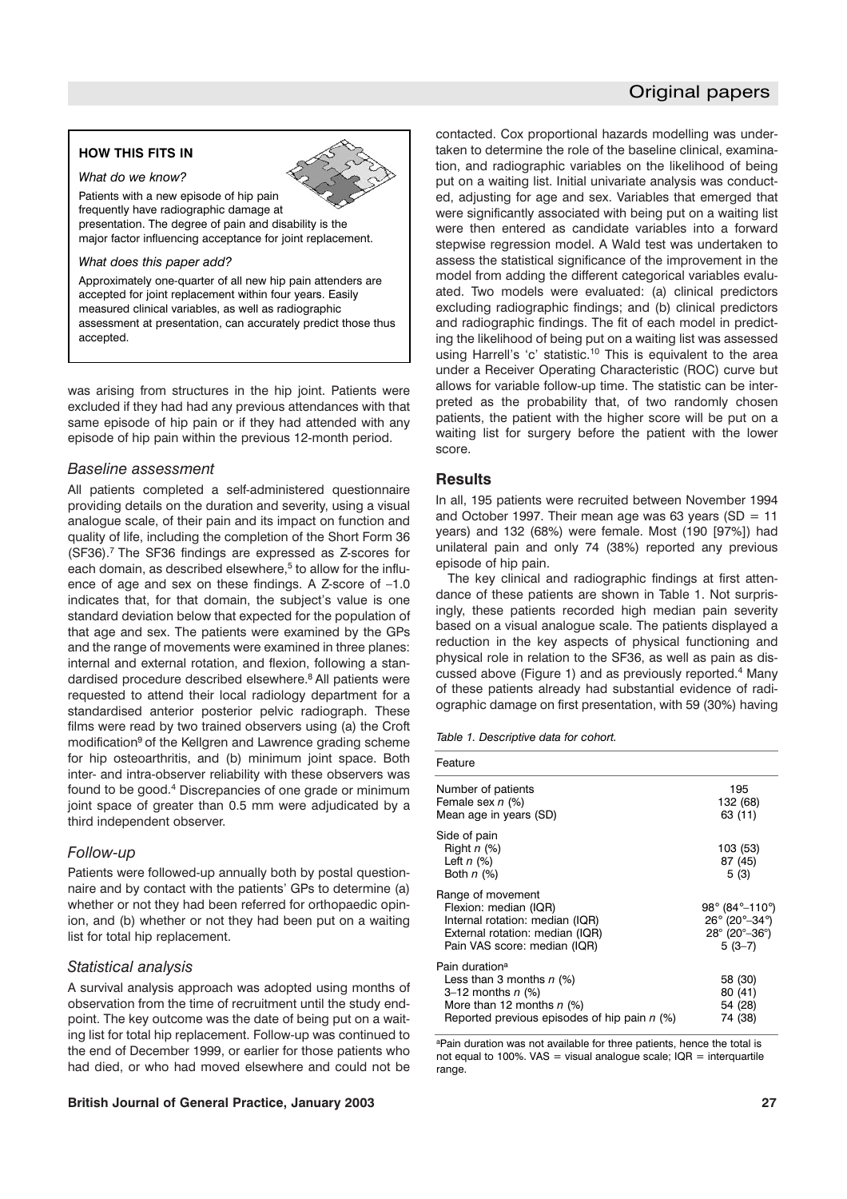### HOW THIS FITS IN

*What do we know?*

Patients with a new episode of hip pain frequently have radiographic damage at presentation. The degree of pain and disability is the major factor influencing acceptance for joint replacement.

*What does this paper add?*

Approximately one-quarter of all new hip pain attenders are accepted for joint replacement within four years. Easily measured clinical variables, as well as radiographic assessment at presentation, can accurately predict those thus accepted.

was arising from structures in the hip joint. Patients were excluded if they had had any previous attendances with that same episode of hip pain or if they had attended with any episode of hip pain within the previous 12-month period.

### Baseline assessment

All patients completed a self-administered questionnaire providing details on the duration and severity, using a visual analogue scale, of their pain and its impact on function and quality of life, including the completion of the Short Form 36 (SF36).[7] The SF36 findings are expressed as Z-scores for each domain, as described elsewhere,[5] to allow for the influence of age and sex on these findings. A Z-score of −1.0 indicates that, for that domain, the subject's value is one standard deviation below that expected for the population of that age and sex. The patients were examined by the GPs and the range of movements were examined in three planes: internal and external rotation, and flexion, following a standardised procedure described elsewhere.[8] All patients were requested to attend their local radiology department for a standardised anterior posterior pelvic radiograph. These films were read by two trained observers using (a) the Croft modification[9] of the Kellgren and Lawrence grading scheme for hip osteoarthritis, and (b) minimum joint space. Both inter- and intra-observer reliability with these observers was found to be good.[4] Discrepancies of one grade or minimum joint space of greater than 0.5 mm were adjudicated by a third independent observer.

### Follow-up

Patients were followed-up annually both by postal questionnaire and by contact with the patients' GPs to determine (a) whether or not they had been referred for orthopaedic opinion, and (b) whether or not they had been put on a waiting list for total hip replacement.

### Statistical analysis

A survival analysis approach was adopted using months of observation from the time of recruitment until the study endpoint. The key outcome was the date of being put on a waiting list for total hip replacement. Follow-up was continued to the end of December 1999, or earlier for those patients who had died, or who had moved elsewhere and could not be contacted. Cox proportional hazards modelling was undertaken to determine the role of the baseline clinical, examination, and radiographic variables on the likelihood of being put on a waiting list. Initial univariate analysis was conducted, adjusting for age and sex. Variables that emerged that were significantly associated with being put on a waiting list were then entered as candidate variables into a forward stepwise regression model. A Wald test was undertaken to assess the statistical significance of the improvement in the model from adding the different categorical variables evaluated. Two models were evaluated: (a) clinical predictors excluding radiographic findings; and (b) clinical predictors and radiographic findings. The fit of each model in predicting the likelihood of being put on a waiting list was assessed using Harrell's 'c' statistic.[10] This is equivalent to the area under a Receiver Operating Characteristic (ROC) curve but allows for variable follow-up time. The statistic can be interpreted as the probability that, of two randomly chosen patients, the patient with the higher score will be put on a waiting list for surgery before the patient with the lower score.

## Results

In all, 195 patients were recruited between November 1994 and October 1997. Their mean age was 63 years (SD = 11 years) and 132 (68%) were female. Most (190 [97%]) had unilateral pain and only 74 (38%) reported any previous episode of hip pain.

The key clinical and radiographic findings at first attendance of these patients are shown in Table 1. Not surprisingly, these patients recorded high median pain severity based on a visual analogue scale. The patients displayed a reduction in the key aspects of physical functioning and physical role in relation to the SF36, as well as pain as discussed above (Figure 1) and as previously reported.[4] Many of these patients already had substantial evidence of radiographic damage on first presentation, with 59 (30%) having

*Table 1. Descriptive data for cohort.*

| Feature | |
|---|---|
| Number of patients | 195 |
| Female sex *n* (%) | 132 (68) |
| Mean age in years (SD) | 63 (11) |
| Side of pain | |
| Right *n* (%) | 103 (53) |
| Left *n* (%) | 87 (45) |
| Both *n* (%) | 5 (3) |
| Range of movement | |
| Flexion: median (IQR) | 98° (84°–110°) |
| Internal rotation: median (IQR) | 26° (20°–34°) |
| External rotation: median (IQR) | 28° (20°–36°) |
| Pain VAS score: median (IQR) | 5 (3–7) |
| Pain duration[a] | |
| Less than 3 months *n* (%) | 58 (30) |
| 3–12 months *n* (%) | 80 (41) |
| More than 12 months *n* (%) | 54 (28) |
| Reported previous episodes of hip pain *n* (%) | 74 (38) |

[a]Pain duration was not available for three patients, hence the total is not equal to 100%. VAS = visual analogue scale; IQR = interquartile range.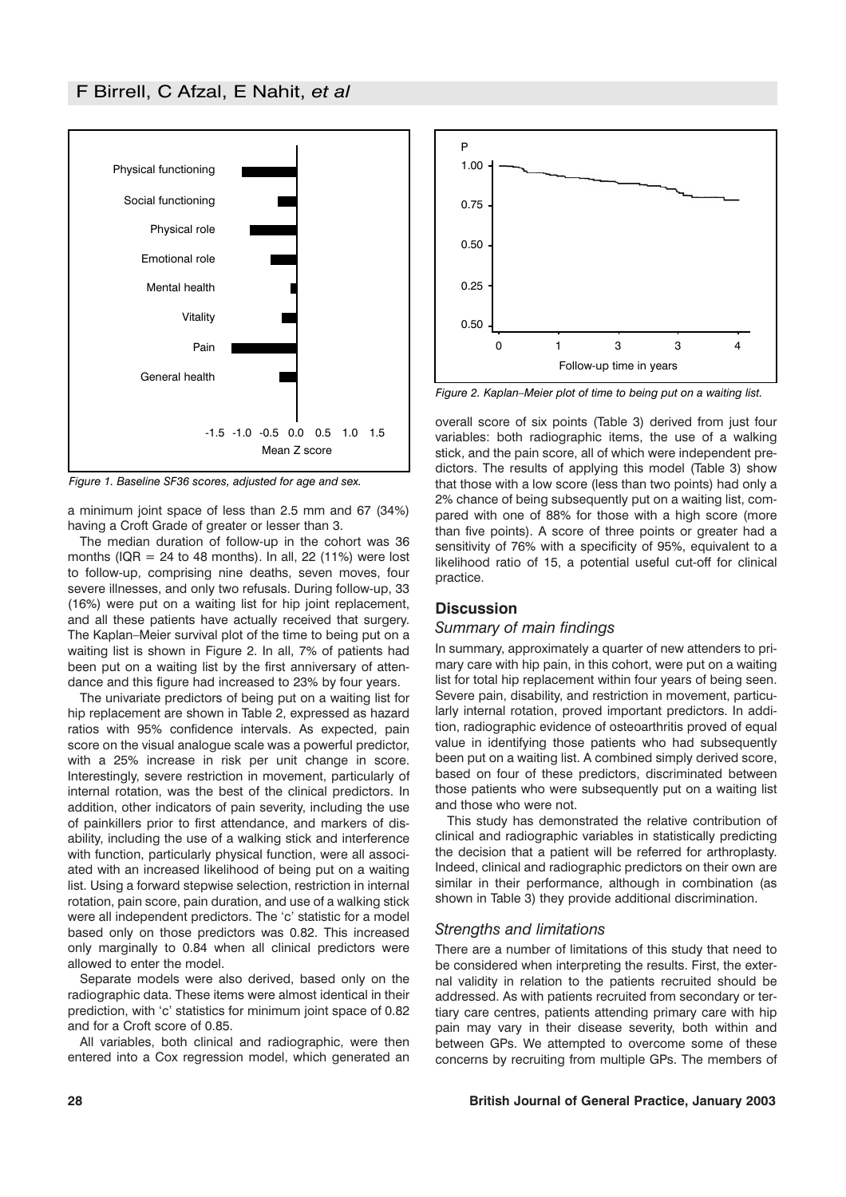Figure 1. Baseline SF36 scores, adjusted for age and sex.

a minimum joint space of less than 2.5 mm and 67 (34%) having a Croft Grade of greater or lesser than 3.

The median duration of follow-up in the cohort was 36 months (IQR = 24 to 48 months). In all, 22 (11%) were lost to follow-up, comprising nine deaths, seven moves, four severe illnesses, and only two refusals. During follow-up, 33 (16%) were put on a waiting list for hip joint replacement, and all these patients have actually received that surgery. The Kaplan–Meier survival plot of the time to being put on a waiting list is shown in Figure 2. In all, 7% of patients had been put on a waiting list by the first anniversary of attendance and this figure had increased to 23% by four years.

The univariate predictors of being put on a waiting list for hip replacement are shown in Table 2, expressed as hazard ratios with 95% confidence intervals. As expected, pain score on the visual analogue scale was a powerful predictor, with a 25% increase in risk per unit change in score. Interestingly, severe restriction in movement, particularly of internal rotation, was the best of the clinical predictors. In addition, other indicators of pain severity, including the use of painkillers prior to first attendance, and markers of disability, including the use of a walking stick and interference with function, particularly physical function, were all associated with an increased likelihood of being put on a waiting list. Using a forward stepwise selection, restriction in internal rotation, pain score, pain duration, and use of a walking stick were all independent predictors. The 'c' statistic for a model based only on those predictors was 0.82. This increased only marginally to 0.84 when all clinical predictors were allowed to enter the model.

Separate models were also derived, based only on the radiographic data. These items were almost identical in their prediction, with 'c' statistics for minimum joint space of 0.82 and for a Croft score of 0.85.

All variables, both clinical and radiographic, were then entered into a Cox regression model, which generated an overall score of six points (Table 3) derived from just four variables: both radiographic items, the use of a walking stick, and the pain score, all of which were independent predictors. The results of applying this model (Table 3) show that those with a low score (less than two points) had only a 2% chance of being subsequently put on a waiting list, compared with one of 88% for those with a high score (more than five points). A score of three points or greater had a sensitivity of 76% with a specificity of 95%, equivalent to a likelihood ratio of 15, a potential useful cut-off for clinical practice.

Figure 2. Kaplan–Meier plot of time to being put on a waiting list.

## Discussion

### Summary of main findings

In summary, approximately a quarter of new attenders to primary care with hip pain, in this cohort, were put on a waiting list for total hip replacement within four years of being seen. Severe pain, disability, and restriction in movement, particularly internal rotation, proved important predictors. In addition, radiographic evidence of osteoarthritis proved of equal value in identifying those patients who had subsequently been put on a waiting list. A combined simply derived score, based on four of these predictors, discriminated between those patients who were subsequently put on a waiting list and those who were not.

This study has demonstrated the relative contribution of clinical and radiographic variables in statistically predicting the decision that a patient will be referred for arthroplasty. Indeed, clinical and radiographic predictors on their own are similar in their performance, although in combination (as shown in Table 3) they provide additional discrimination.

### Strengths and limitations

There are a number of limitations of this study that need to be considered when interpreting the results. First, the external validity in relation to the patients recruited should be addressed. As with patients recruited from secondary or tertiary care centres, patients attending primary care with hip pain may vary in their disease severity, both within and between GPs. We attempted to overcome some of these concerns by recruiting from multiple GPs. The members of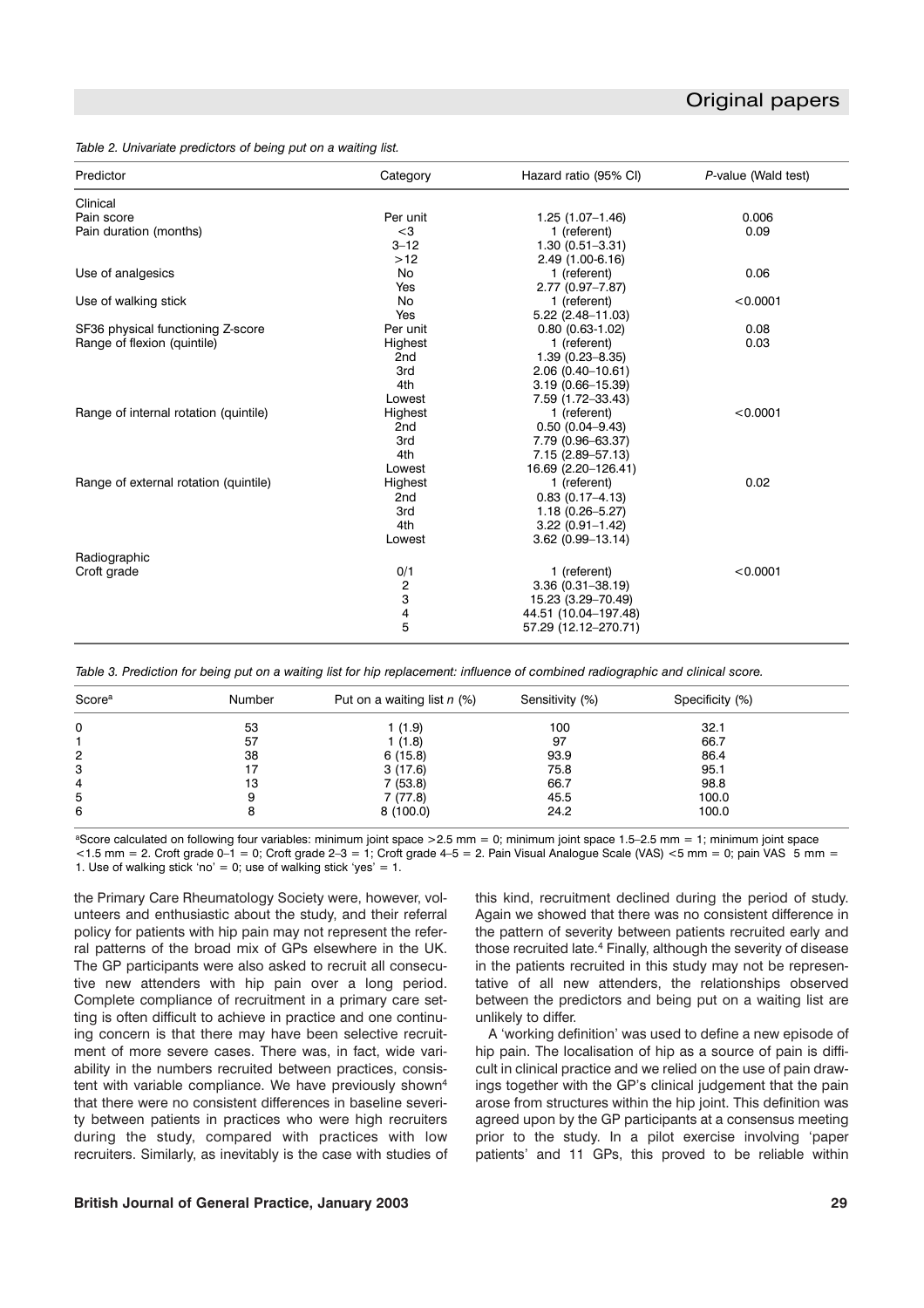*Table 2. Univariate predictors of being put on a waiting list.*

| Predictor | Category | Hazard ratio (95% CI) | *P*-value (Wald test) |
|---|---|---|---|
| Clinical | | | |
| Pain score | Per unit | 1.25 (1.07–1.46) | 0.006 |
| Pain duration (months) | <3 | 1 (referent) | 0.09 |
| | 3–12 | 1.30 (0.51–3.31) | |
| | >12 | 2.49 (1.00-6.16) | |
| Use of analgesics | No | 1 (referent) | 0.06 |
| | Yes | 2.77 (0.97–7.87) | |
| Use of walking stick | No | 1 (referent) | <0.0001 |
| | Yes | 5.22 (2.48–11.03) | |
| SF36 physical functioning Z-score | Per unit | 0.80 (0.63-1.02) | 0.08 |
| Range of flexion (quintile) | Highest | 1 (referent) | 0.03 |
| | 2nd | 1.39 (0.23–8.35) | |
| | 3rd | 2.06 (0.40–10.61) | |
| | 4th | 3.19 (0.66–15.39) | |
| | Lowest | 7.59 (1.72–33.43) | |
| Range of internal rotation (quintile) | Highest | 1 (referent) | <0.0001 |
| | 2nd | 0.50 (0.04–9.43) | |
| | 3rd | 7.79 (0.96–63.37) | |
| | 4th | 7.15 (2.89–57.13) | |
| | Lowest | 16.69 (2.20–126.41) | |
| Range of external rotation (quintile) | Highest | 1 (referent) | 0.02 |
| | 2nd | 0.83 (0.17–4.13) | |
| | 3rd | 1.18 (0.26–5.27) | |
| | 4th | 3.22 (0.91–1.42) | |
| | Lowest | 3.62 (0.99–13.14) | |
| Radiographic | | | |
| Croft grade | 0/1 | 1 (referent) | <0.0001 |
| | 2 | 3.36 (0.31–38.19) | |
| | 3 | 15.23 (3.29–70.49) | |
| | 4 | 44.51 (10.04–197.48) | |
| | 5 | 57.29 (12.12–270.71) | |

*Table 3. Prediction for being put on a waiting list for hip replacement: influence of combined radiographic and clinical score.*

| Score[a] | Number | Put on a waiting list *n* (%) | Sensitivity (%) | Specificity (%) |
|---|---|---|---|---|
| 0 | 53 | 1 (1.9) | 100 | 32.1 |
| 1 | 57 | 1 (1.8) | 97 | 66.7 |
| 2 | 38 | 6 (15.8) | 93.9 | 86.4 |
| 3 | 17 | 3 (17.6) | 75.8 | 95.1 |
| 4 | 13 | 7 (53.8) | 66.7 | 98.8 |
| 5 | 9 | 7 (77.8) | 45.5 | 100.0 |
| 6 | 8 | 8 (100.0) | 24.2 | 100.0 |

[a]Score calculated on following four variables: minimum joint space >2.5 mm = 0; minimum joint space 1.5–2.5 mm = 1; minimum joint space <1.5 mm = 2. Croft grade 0–1 = 0; Croft grade 2–3 = 1; Croft grade 4–5 = 2. Pain Visual Analogue Scale (VAS) <5 mm = 0; pain VAS 5 mm = 1. Use of walking stick 'no' = 0; use of walking stick 'yes' = 1.

the Primary Care Rheumatology Society were, however, volunteers and enthusiastic about the study, and their referral policy for patients with hip pain may not represent the referral patterns of the broad mix of GPs elsewhere in the UK. The GP participants were also asked to recruit all consecutive new attenders with hip pain over a long period. Complete compliance of recruitment in a primary care setting is often difficult to achieve in practice and one continuing concern is that there may have been selective recruitment of more severe cases. There was, in fact, wide variability in the numbers recruited between practices, consistent with variable compliance. We have previously shown[4] that there were no consistent differences in baseline severity between patients in practices who were high recruiters during the study, compared with practices with low recruiters. Similarly, as inevitably is the case with studies of this kind, recruitment declined during the period of study. Again we showed that there was no consistent difference in the pattern of severity between patients recruited early and those recruited late.[4] Finally, although the severity of disease in the patients recruited in this study may not be representative of all new attenders, the relationships observed between the predictors and being put on a waiting list are unlikely to differ.

A 'working definition' was used to define a new episode of hip pain. The localisation of hip as a source of pain is difficult in clinical practice and we relied on the use of pain drawings together with the GP's clinical judgement that the pain arose from structures within the hip joint. This definition was agreed upon by the GP participants at a consensus meeting prior to the study. In a pilot exercise involving 'paper patients' and 11 GPs, this proved to be reliable within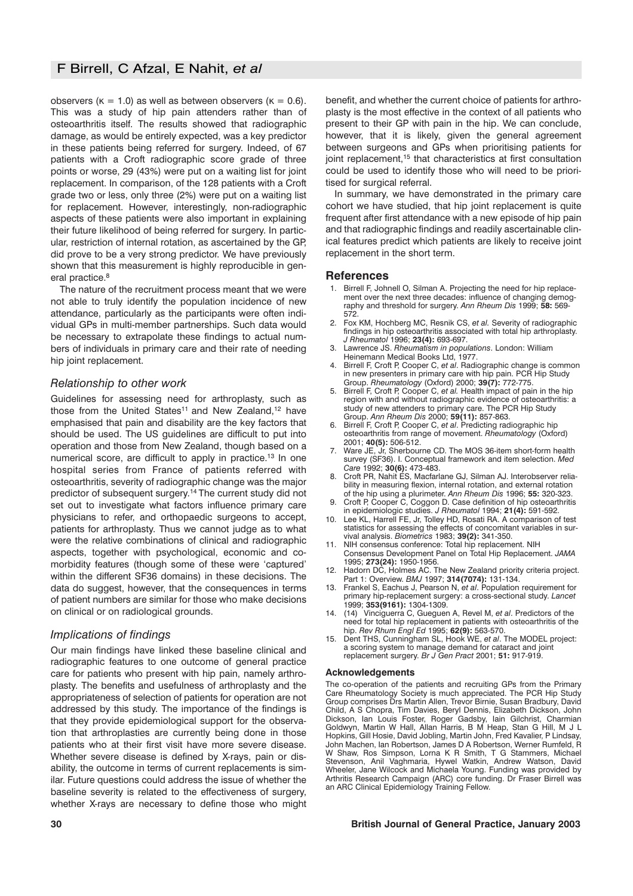observers ($\kappa = 1.0$) as well as between observers ($\kappa = 0.6$). This was a study of hip pain attenders rather than of osteoarthritis itself. The results showed that radiographic damage, as would be entirely expected, was a key predictor in these patients being referred for surgery. Indeed, of 67 patients with a Croft radiographic score grade of three points or worse, 29 (43%) were put on a waiting list for joint replacement. In comparison, of the 128 patients with a Croft grade two or less, only three (2%) were put on a waiting list for replacement. However, interestingly, non-radiographic aspects of these patients were also important in explaining their future likelihood of being referred for surgery. In particular, restriction of internal rotation, as ascertained by the GP, did prove to be a very strong predictor. We have previously shown that this measurement is highly reproducible in general practice.[8]

The nature of the recruitment process meant that we were not able to truly identify the population incidence of new attendance, particularly as the participants were often individual GPs in multi-member partnerships. Such data would be necessary to extrapolate these findings to actual numbers of individuals in primary care and their rate of needing hip joint replacement.

### *Relationship to other work*

Guidelines for assessing need for arthroplasty, such as those from the United States[11] and New Zealand,[12] have emphasised that pain and disability are the key factors that should be used. The US guidelines are difficult to put into operation and those from New Zealand, though based on a numerical score, are difficult to apply in practice.[13] In one hospital series from France of patients referred with osteoarthritis, severity of radiographic change was the major predictor of subsequent surgery.[14] The current study did not set out to investigate what factors influence primary care physicians to refer, and orthopaedic surgeons to accept, patients for arthroplasty. Thus we cannot judge as to what were the relative combinations of clinical and radiographic aspects, together with psychological, economic and co-morbidity features (though some of these were 'captured' within the different SF36 domains) in these decisions. The data do suggest, however, that the consequences in terms of patient numbers are similar for those who make decisions on clinical or on radiological grounds.

### *Implications of findings*

Our main findings have linked these baseline clinical and radiographic features to one outcome of general practice care for patients who present with hip pain, namely arthroplasty. The benefits and usefulness of arthroplasty and the appropriateness of selection of patients for operation are not addressed by this study. The importance of the findings is that they provide epidemiological support for the observation that arthroplasties are currently being done in those patients who at their first visit have more severe disease. Whether severe disease is defined by X-rays, pain or disability, the outcome in terms of current replacements is similar. Future questions could address the issue of whether the baseline severity is related to the effectiveness of surgery, whether X-rays are necessary to define those who might benefit, and whether the current choice of patients for arthroplasty is the most effective in the context of all patients who present to their GP with pain in the hip. We can conclude, however, that it is likely, given the general agreement between surgeons and GPs when prioritising patients for joint replacement,[15] that characteristics at first consultation could be used to identify those who will need to be prioritised for surgical referral.

In summary, we have demonstrated in the primary care cohort we have studied, that hip joint replacement is quite frequent after first attendance with a new episode of hip pain and that radiographic findings and readily ascertainable clinical features predict which patients are likely to receive joint replacement in the short term.

## References

1. Birrell F, Johnell O, Silman A. Projecting the need for hip replacement over the next three decades: influence of changing demography and threshold for surgery. *Ann Rheum Dis* 1999; **58:** 569-572.
2. Fox KM, Hochberg MC, Resnik CS, *et al.* Severity of radiographic findings in hip osteoarthritis associated with total hip arthroplasty. *J Rheumatol* 1996; **23(4):** 693-697.
3. Lawrence JS. *Rheumatism in populations*. London: William Heinemann Medical Books Ltd, 1977.
4. Birrell F, Croft P, Cooper C, *et al*. Radiographic change is common in new presenters in primary care with hip pain. PCR Hip Study Group. *Rheumatology* (Oxford) 2000; **39(7):** 772-775.
5. Birrell F, Croft P, Cooper C, *et al.* Health impact of pain in the hip region with and without radiographic evidence of osteoarthritis: a study of new attenders to primary care. The PCR Hip Study Group. *Ann Rheum Dis* 2000; **59(11):** 857-863.
6. Birrell F, Croft P, Cooper C, *et al*. Predicting radiographic hip osteoarthritis from range of movement. *Rheumatology* (Oxford) 2001; **40(5):** 506-512.
7. Ware JE, Jr, Sherbourne CD. The MOS 36-item short-form health survey (SF36). I. Conceptual framework and item selection. *Med Care* 1992; **30(6):** 473-483.
8. Croft PR, Nahit ES, Macfarlane GJ, Silman AJ. Interobserver reliability in measuring flexion, internal rotation, and external rotation of the hip using a plurimeter. *Ann Rheum Dis* 1996; **55:** 320-323.
9. Croft P, Cooper C, Coggon D. Case definition of hip osteoarthritis in epidemiologic studies. *J Rheumatol* 1994; **21(4):** 591-592.
10. Lee KL, Harrell FE, Jr, Tolley HD, Rosati RA. A comparison of test statistics for assessing the effects of concomitant variables in survival analysis. *Biometrics* 1983; **39(2):** 341-350.
11. NIH consensus conference: Total hip replacement. NIH Consensus Development Panel on Total Hip Replacement. *JAMA* 1995; **273(24):** 1950-1956.
12. Hadorn DC, Holmes AC. The New Zealand priority criteria project. Part 1: Overview. *BMJ* 1997; **314(7074):** 131-134.
13. Frankel S, Eachus J, Pearson N, *et al*. Population requirement for primary hip-replacement surgery: a cross-sectional study. *Lancet* 1999; **353(9161):** 1304-1309.
14. (14) Vinciguerra C, Gueguen A, Revel M, *et al*. Predictors of the need for total hip replacement in patients with osteoarthritis of the hip. *Rev Rhum Engl Ed* 1995; **62(9):** 563-570.
15. Dent THS, Cunningham SL, Hook WE, *et al*. The MODEL project: a scoring system to manage demand for cataract and joint replacement surgery. *Br J Gen Pract* 2001; **51:** 917-919.

### Acknowledgements

The co-operation of the patients and recruiting GPs from the Primary Care Rheumatology Society is much appreciated. The PCR Hip Study Group comprises Drs Martin Allen, Trevor Birnie, Susan Bradbury, David Child, A S Chopra, Tim Davies, Beryl Dennis, Elizabeth Dickson, John Dickson, Ian Louis Foster, Roger Gadsby, Iain Gilchrist, Charmian Goldwyn, Martin W Hall, Allan Harris, B M Heap, Stan G Hill, M J L Hopkins, Gill Hosie, David Jobling, Martin John, Fred Kavalier, P Lindsay, John Machen, Ian Robertson, James D A Robertson, Werner Rumfeld, R W Shaw, Ros Simpson, Lorna K R Smith, T G Stammers, Michael Stevenson, Anil Vaghmaria, Hywel Watkin, Andrew Watson, David Wheeler, Jane Wilcock and Michaela Young. Funding was provided by Arthritis Research Campaign (ARC) core funding. Dr Fraser Birrell was an ARC Clinical Epidemiology Training Fellow.